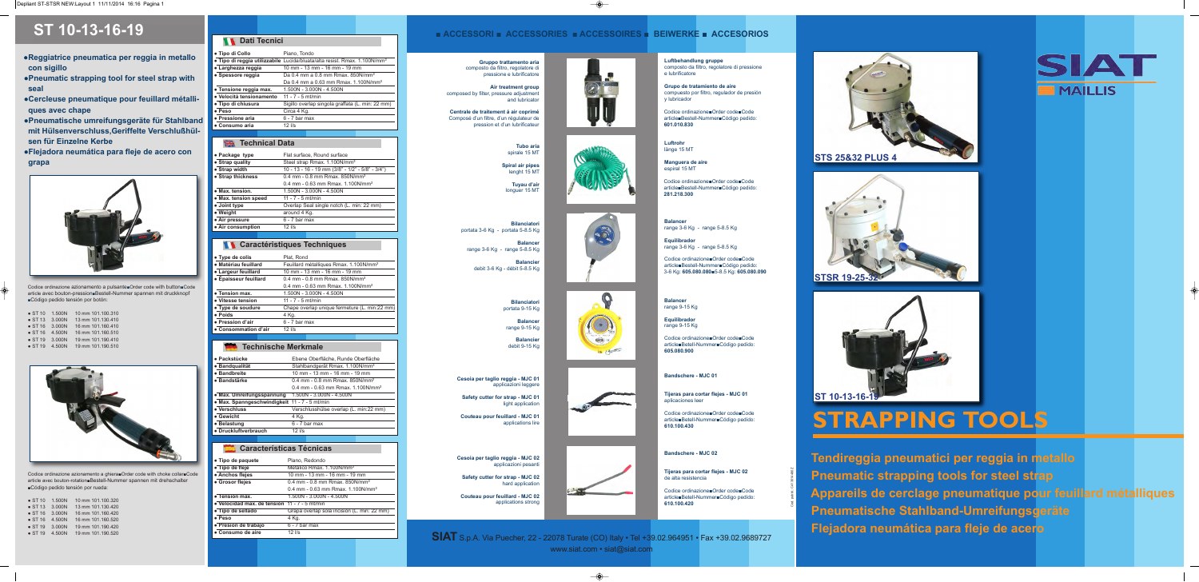# ST 10-13-16-19

- Reggiatrice pneumatica per reggia in metallo con sigillo
- Pneumatic strapping tool for steel strap with seal
- Cercleuse pneumatique pour feuillard métalliques avec chape
- Pneumatische umreifungsgeräte für Stahlband mit Hülsenverschluss,Geriffelte Verschlußhülsen für Einzelne Kerbe
- Flejadora neumática para fleje de acero con grapa

Codice ordinazione azionamento a pulsante■Order code with button■Code article avec bouton-pression■Bestell-Nummer spannen mit druckknopf ■Código pedido tensión por botón:

| | | | |
|---|---|---|---|
| • ST 10 | 1.500N | 10 mm | 101.100.310 |
| • ST 13 | 3.000N | 13 mm | 101.130.410 |
| • ST 16 | 3.000N | 16 mm | 101.160.410 |
| • ST 16 | 4.500N | 16 mm | 101.160.510 |
| • ST 19 | 3.000N | 19 mm | 101.190.410 |
| • ST 19 | 4.500N | 19 mm | 101.190.510 |

Codice ordinazione azionamento a ghiera■Order code with choke collar■Code article avec bouton-rotation■Bestell-Nummer spannen mit drehschalter ■Código pedido tensión por rueda:

| | | | |
|---|---|---|---|
| • ST 10 | 1.500N | 10 mm | 101.100.320 |
| • ST 13 | 3.000N | 13 mm | 101.130.420 |
| • ST 16 | 3.000N | 16 mm | 101.160.420 |
| • ST 16 | 4.500N | 16 mm | 101.160.520 |
| • ST 19 | 3.000N | 19 mm | 101.190.420 |
| • ST 19 | 4.500N | 19 mm | 101.190.520 |

## Dati Tecnici

| | |
|---|---|
| • Tipo di Collo | Piano, Tondo |
| • Tipo di reggia utilizzabile | Lucida/bluata/alta resist. Rmax. 1.100N/mm² |
| • Larghezza reggia | 10 mm - 13 mm - 16 mm - 19 mm |
| • Spessore reggia | Da 0.4 mm a 0.8 mm Rmax. 850N/mm² |
| | Da 0.4 mm a 0.63 mm Rmax. 1.100N/mm² |
| • Tensione reggia max. | 1.500N - 3.000N - 4.500N |
| • Velocità tensionamento | 11 - 7 - 5 mt/min |
| • Tipo di chiusura | Sigillo overlap singola graffata (L. min: 22 mm) |
| • Peso | Circa 4 Kg |
| • Pressione aria | 6 - 7 bar max |
| • Consumo aria | 12 l/s |

## Technical Data

| | |
|---|---|
| • Package type | Flat surface, Round surface |
| • Strap quality | Steel strap Rmax. 1.100N/mm² |
| • Strap width | 10 - 13 - 16 - 19 mm (3/8" - 1/2" - 5/8" - 3/4") |
| • Strap thickness | 0.4 mm - 0.8 mm Rmax. 850N/mm² |
| | 0.4 mm - 0.63 mm Rmax. 1.100N/mm² |
| • Max. tension. | 1.500N - 3.000N - 4.500N |
| • Max. tension speed | 11 - 7 - 5 mt/min |
| • Joint type | Overlap Seal single notch (L. min: 22 mm) |
| • Weight | around 4 Kg. |
| • Air pressure | 6 - 7 bar max |
| • Air consumption | 12 l/s |

## Caractéristiques Techniques

| | |
|---|---|
| • Type de colis | Plat, Rond |
| • Matériau feuillard | Feuillard métalliques Rmax. 1.100N/mm² |
| • Largeur feuillard | 10 mm - 13 mm - 16 mm - 19 mm |
| • Épaisseur feuillard | 0.4 mm - 0.8 mm Rmax. 850N/mm² |
| | 0.4 mm - 0.63 mm Rmax. 1.100N/mm² |
| • Tension max. | 1.500N - 3.000N - 4.500N |
| • Vitesse tension | 11 - 7 - 5 mt/min |
| • Type de soudure | Chape overlap unique fermeture (L. min:22 mm) |
| • Poids | 4 Kg. |
| • Pression d'air | 6 - 7 bar max |
| • Consommation d'air | 12 l/s |

## Technische Merkmale

| | |
|---|---|
| • Packstücke | Ebene Oberfläche, Runde Oberfläche |
| • Bandqualität | Stahlbandgerät Rmax. 1.100N/mm² |
| • Bandbreite | 10 mm - 13 mm - 16 mm - 19 mm |
| • Bandstärke | 0.4 mm - 0.8 mm Rmax. 850N/mm² |
| | 0.4 mm - 0.63 mm Rmax. 1.100N/mm² |
| • Max. Umreifungsspannung | 1.500N - 3.000N - 4.500N |
| • Max. Spanngeschwindigkeit | 11 - 7 - 5 mt/min |
| • Verschluss | Verschlusshülse overlap (L. min:22 mm) |
| • Gewicht | 4 Kg. |
| • Belastung | 6 - 7 bar max |
| • Druckluftverbrauch | 12 l/s |

## Características Técnicas

| | |
|---|---|
| • Tipo de paquete | Plano, Redondo |
| • Tipo de fleje | Metálico Rmax. 1.100N/mm² |
| • Anchos flejes | 10 mm - 13 mm - 16 mm - 19 mm |
| • Grosor flejes | 0.4 mm - 0.8 mm Rmax. 850N/mm² |
| | 0.4 mm - 0.63 mm Rmax. 1.100N/mm² |
| • Tensión max. | 1.500N - 3.000N - 4.500N |
| • Velocidad max. de tensión | 11 - 7 - 5 mt/min |
| • Tipo de sellado | Grapa overlap sola incisión (L. min: 22 mm) |
| • Peso | 4 Kg. |
| • Presión de trabajo | 6 - 7 bar max |
| • Consumo de aire | 12 l/s |

## ■ ACCESSORI ■ ACCESSORIES ■ ACCESSOIRES ■ BEIWERKE ■ ACCESORIOS

**Gruppo trattamento aria** composto da filtro, regolatore di pressione e lubrificatore

**Air treatment group** composed by filter, pressure adjustment and lubricator

**Centrale de traitement à air comprimé** Composé d'un filtre, d'un régulateur de pression et d'un lubrificateur

**Luftbehandlung gruppe** composto da filtro, regolatore di pressione e lubrificatore

**Grupo de tratamiento de aire** compuesto por filtro, regulador de presión y lubricador

Codice ordinazione■Order code■Code article■Bestell-Nummer■Código pedido: **601.010.830**

**Tubo aria** spirale 15 MT

**Spiral air pipes** lenght 15 MT

**Tuyau d'air** longuer 15 MT

**Luftrohr** länge 15 MT

**Manguera de aire** espiral 15 MT

Codice ordinazione■Order code■Code article■Bestell-Nummer■Código pedido: **281.218.300**

**Bilanciatori** portata 3-6 Kg - portata 5-8.5 Kg

**Balancer** range 3-6 Kg - range 5-8.5 Kg

**Balancier** debit 3-6 Kg - débit 5-8.5 Kg

**Balancer** range 3-6 Kg - range 5-8.5 Kg

**Equilibrador** range 3-6 Kg - range 5-8.5 Kg

Codice ordinazione■Order code■Code article■Bestell-Nummer■Código pedido: 3-6 Kg: **605.080.080**■5-8.5 Kg: **605.080.090**

**Bilanciatori** portata 9-15 Kg

**Balancer** range 9-15 Kg

**Balancier** debit 9-15 Kg

**Balancer** range 9-15 Kg

**Equilibrador** range 9-15 Kg

Codice ordinazione■Order code■Code article■Betell-Nummer■Código pedido: **605.080.900**

**Cesoia per taglio reggia - MJC 01** applicazioni leggere

**Safety cutter for strap - MJC 01** light application

**Couteau pour feuillard - MJC 01** applications lire

**Bandschere - MJC 01**

**Tijeras para cortar flejes - MJC 01** aplicaciones leer

Codice ordinazione■Order code■Code article■Betell-Nummer■Código pedido: **610.100.430**

**Cesoia per taglio reggia - MJC 02** applicazioni pesanti

**Safety cutter for strap - MJC 02** hard application

**Couteau pour feuillard - MJC 02** applications strong

**Bandschere - MJC 02**

**Tijeras para cortar flejes - MJC 02** de alta resistencia

Codice ordinazione■Order code■Code article■Betell-Nummer■Código pedido: **610.100.420**

**SIAT** S.p.A. Via Puecher, 22 - 22078 Turate (CO) Italy • Tel +39.02.964951 • Fax +39.02.9689727
www.siat.com • siat@siat.com

SIAT MAILLIS

STS 25&32 PLUS 4

STSR 19-25-32

ST 10-13-16-19

# STRAPPING TOOLS

**Tendireggia pneumatici per reggia in metallo**
**Pneumatic strapping tools for steel strap**
**Appareils de cerclage pneumatique pour feuillard métalliques**
**Pneumatische Stahlband-Umreifungsgeräte**
**Flejadora neumática para fleje de acero**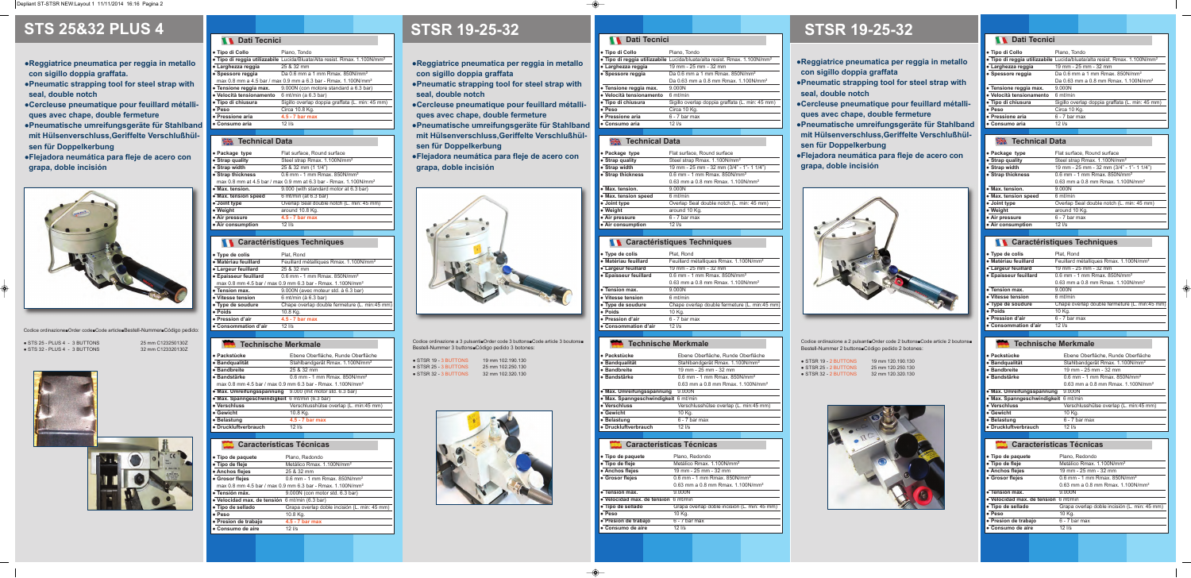# STS 25&32 PLUS 4

- Reggiatrice pneumatica per reggia in metallo con sigillo doppia graffata.
- Pneumatic strapping tool for steel strap with seal, double notch
- Cercleuse pneumatique pour feuillard métalliques avec chape, double fermeture
- Pneumatische umreifungsgeräte für Stahlband mit Hülsenverschluss,Gerifflete Verschlußhülsen für Doppelkerbung
- Flejadora neumática para fleje de acero con grapa, doble incisión

Codice ordinazione■Order code■Code article■Bestell-Nummer■Código pedido:

- STS 25 - PLUS 4 - 3 BUTTONS 25 mm C123250130Z
- STS 32 - PLUS 4 - 3 BUTTONS 32 mm C123320130Z

### Dati Tecnici

| | |
|---|---|
| • Tipo di Collo | Piano, Tondo |
| • Tipo di reggia utilizzabile | Lucida/Bluata/Alta resist. Rmax. 1.100N/mm² |
| • Larghezza reggia | 25 & 32 mm |
| • Spessore reggia | Da 0.6 mm a 1 mm Rmax. 850N/mm² |
| | max 0.8 mm a 4.5 bar / max 0.9 mm a 6.3 bar - Rmax. 1.100N/mm² |
| • Tensione reggia max. | 9.000N (con motore standard a 6.3 bar) |
| • Velocità tensionamento | 6 mt/min (a 6.3 bar) |
| • Tipo di chiusura | Sigillo overlap doppia graffata (L. min: 45 mm) |
| • Peso | Circa 10.8 Kg. |
| • Pressione aria | 4.5 - 7 bar max |
| • Consumo aria | 12 l/s |

### Technical Data

| | |
|---|---|
| • Package type | Flat surface, Round surface |
| • Strap quality | Steel strap Rmax. 1.100N/mm² |
| • Strap width | 25 & 32 mm (1 1/4") |
| • Strap thickness | 0.6 mm - 1 mm Rmax. 850N/mm² |
| | max 0.8 mm at 4.5 bar / max 0.9 mm at 6.3 bar - Rmax. 1.100N/mm² |
| • Max. tension. | 9.000 (with standard motor at 6.3 bar) |
| • Max. tension speed | 6 mt/min (at 6.3 bar) |
| • Joint type | Overlap Seal double notch (L. min: 45 mm) |
| • Weight | around 10.8 Kg. |
| • Air pressure | 4.5 - 7 bar max |
| • Air consumption | 12 l/s |

### Caractéristiques Techniques

| | |
|---|---|
| • Type de colis | Plat, Rond |
| • Matériau feuillard | Feuillard métalliques Rmax. 1.100N/mm² |
| • Largeur feuillard | 25 & 32 mm |
| • Epaisseur feuillard | 0.6 mm - 1 mm Rmax. 850N/mm² |
| | max 0.8 mm 4.5 bar / max 0.9 mm 6.3 bar - Rmax. 1.100N/mm² |
| • Tension max. | 9.000N (avec moteur std. à 6.3 bar) |
| • Vitesse tension | 6 mt/min (à 6.3 bar) |
| • Type de soudure | Chape overlap double fermeture (L. min:45 mm) |
| • Poids | 10.8 Kg. |
| • Pression d'air | 4.5 - 7 bar max |
| • Consommation d'air | 12 l/s |

### Technische Merkmale

| | |
|---|---|
| • Packstücke | Ebene Oberfläche, Runde Oberfläche |
| • Bandqualität | Stahlbandgerät Rmax. 1.100N/mm² |
| • Bandbreite | 25 & 32 mm |
| • Bandstärke | 0.6 mm - 1 mm Rmax. 850N/mm² |
| | max 0.8 mm 4.5 bar / max 0.9 mm 6.3 bar - Rmax. 1.100N/mm² |
| • Max. Umreifungsspannung | 9.000 (mit motor std. à 6.3 bar) |
| • Max. Spanngeschwindigkeit | 6 mt/min (6.3 bar) |
| • Verschluss | Verschlusshülse overlap (L. min:45 mm) |
| • Gewicht | 10.8 Kg. |
| • Belastung | 4.5 - 7 bar max |
| • Druckluftverbrauch | 12 l/s |

### Características Técnicas

| | |
|---|---|
| • Tipo de paquete | Plano, Redondo |
| • Tipo de fleje | Metálico Rmax. 1.100N/mm² |
| • Anchos flejes | 25 & 32 mm |
| • Grosor flejes | 0.6 mm - 1 mm Rmax. 850N/mm² |
| | max 0.8 mm 4.5 bar / max 0.9 mm 6.3 bar - Rmax. 1.100N/mm² |
| • Tensión max. | 9.000N (con motor std. à 6.3 bar) |
| • Velocidad max. de tensión | 6 mt/min (6.3 bar) |
| • Tipo de sellado | Grapa overlap doble incisión (L. min: 45 mm) |
| • Peso | 10.8 Kg. |
| • Presion de trabajo | 4.5 - 7 bar max |
| • Consumo de aire | 12 l/s |

# STSR 19-25-32

- Reggiatrice pneumatica per reggia in metallo con sigillo doppia graffata
- Pneumatic strapping tool for steel strap with seal, double notch
- Cercleuse pneumatique pour feuillard métalliques avec chape, double fermeture
- Pneumatische umreifungsgeräte für Stahlband mit Hülsenverschluss,Gerifflete Verschlußhülsen für Doppelkerbung
- Flejadora neumática para fleje de acero con grapa, doble incisión

Codice ordinazione a 3 pulsanti■Order code 3 buttons■Code article 3 boutons■ Bestell-Nummer 3 buttons■Código pedido 3 botones:

- STSR 19 - 3 BUTTONS 19 mm 102.190.130
- STSR 25 - 3 BUTTONS 25 mm 102.250.130
- STSR 32 - 3 BUTTONS 32 mm 102.320.130

### Dati Tecnici

| | |
|---|---|
| • Tipo di Collo | Piano, Tondo |
| • Tipo di reggia utilizzabile | Lucida/bluata/alta resist. Rmax. 1.100N/mm² |
| • Larghezza reggia | 19 mm - 25 mm - 32 mm |
| • Spessore reggia | Da 0.6 mm a 1 mm Rmax. 850N/mm² |
| | Da 0.63 mm a 0.8 mm Rmax. 1.100N/mm² |
| • Tensione reggia max. | 9.000N |
| • Velocità tensionamento | 6 mt/min |
| • Tipo di chiusura | Sigillo overlap doppia graffata (L. min: 45 mm) |
| • Peso | Circa 10 Kg. |
| • Pressione aria | 6 - 7 bar max |
| • Consumo aria | 12 l/s |

### Technical Data

| | |
|---|---|
| • Package type | Flat surface, Round surface |
| • Strap quality | Steel strap Rmax. 1.100N/mm² |
| • Strap width | 19 mm - 25 mm - 32 mm (3/4" - 1" - 1 1/4") |
| • Strap thickness | 0.6 mm - 1 mm Rmax. 850N/mm² |
| | 0.63 mm a 0.8 mm Rmax. 1.100N/mm² |
| • Max. tension. | 9.000N |
| • Max. tension speed | 6 mt/min |
| • Joint type | Overlap Seal double notch (L. min: 45 mm) |
| • Weight | around 10 Kg. |
| • Air pressure | 6 - 7 bar max |
| • Air consumption | 12 l/s |

### Caractéristiques Techniques

| | |
|---|---|
| • Type de colis | Plat, Rond |
| • Matériau feuillard | Feuillard métalliques Rmax. 1.100N/mm² |
| • Largeur feuillard | 19 mm - 25 mm - 32 mm |
| • Epaisseur feuillard | 0.6 mm - 1 mm Rmax. 850N/mm² |
| | 0.63 mm a 0.8 mm Rmax. 1.100N/mm² |
| • Tension max. | 9.000N |
| • Vitesse tension | 6 mt/min |
| • Type de soudure | Chape overlap double fermeture (L. min:45 mm) |
| • Poids | 10 Kg. |
| • Pression d'air | 6 - 7 bar max |
| • Consommation d'air | 12 l/s |

### Technische Merkmale

| | |
|---|---|
| • Packstücke | Ebene Oberfläche, Runde Oberfläche |
| • Bandqualität | Stahlbandgerät Rmax. 1.100N/mm² |
| • Bandbreite | 19 mm - 25 mm - 32 mm |
| • Bandstärke | 0.6 mm - 1 mm Rmax. 850N/mm² |
| | 0.63 mm a 0.8 mm Rmax. 1.100N/mm² |
| • Max. Umreifungsspannung | 9.000N |
| • Max. Spanngeschwindigkeit | 6 mt/min |
| • Verschluss | Verschlusshülse overlap (L. min:45 mm) |
| • Gewicht | 10 Kg. |
| • Belastung | 6 - 7 bar max |
| • Druckluftverbrauch | 12 l/s |

### Características Técnicas

| | |
|---|---|
| • Tipo de paquete | Plano, Redondo |
| • Tipo de fleje | Metálico Rmax. 1.100N/mm² |
| • Anchos flejes | 19 mm - 25 mm - 32 mm |
| • Grosor flejes | 0.6 mm - 1 mm Rmax. 850N/mm² |
| | 0.63 mm a 0.8 mm Rmax. 1.100N/mm² |
| • Tensión max. | 9.000N |
| • Velocidad max. de tensión | 6 mt/min |
| • Tipo de sellado | Grapa overlap doble incisión (L. min: 45 mm) |
| • Peso | 10 Kg. |
| • Presion de trabajo | 6 - 7 bar max |
| • Consumo de aire | 12 l/s |

# STSR 19-25-32

- Reggiatrice pneumatica per reggia in metallo con sigillo doppia graffata
- Pneumatic strapping tool for steel strap with seal, double note
- Cercleuse pneumatique pour feuillard métalliques avec chape, double fermeture
- Pneumatische umreifungsgeräte für Stahlband mit Hülsenverschluss,Gerifflete Verschlußhülsen für Doppelkerbung
- Flejadora neumática para fleje de acero con grapa, doble incisión

Codice ordinazione a 2 pulsanti■Order code 2 buttons■Code article 2 boutons■ Bestell-Nummer 2 buttons■Código pedido 2 botones:

- STSR 19 - 2 BUTTONS 19 mm 120.190.130
- STSR 25 - 2 BUTTONS 25 mm 120.250.130
- STSR 32 - 2 BUTTONS 32 mm 120.320.130

### Dati Tecnici

| | |
|---|---|
| • Tipo di Collo | Piano, Tondo |
| • Tipo di reggia utilizzabile | Lucida/bluata/alta resist. Rmax. 1.100N/mm² |
| • Larghezza reggia | 19 mm - 25 mm - 32 mm |
| • Spessore reggia | Da 0.6 mm a 1 mm Rmax. 850N/mm² |
| | Da 0.63 mm a 0.8 mm Rmax. 1.100N/mm² |
| • Tensione reggia max. | 9.000N |
| • Velocità tensionamento | 6 mt/min |
| • Tipo di chiusura | Sigillo overlap doppia graffata (L. min: 45 mm) |
| • Peso | Circa 10 Kg. |
| • Pressione aria | 6 - 7 bar max |
| • Consumo aria | 12 l/s |

### Technical Data

| | |
|---|---|
| • Package type | Flat surface, Round surface |
| • Strap quality | Steel strap Rmax. 1.100N/mm² |
| • Strap width | 19 mm - 25 mm - 32 mm (3/4" - 1" - 1 1/4") |
| • Strap thickness | 0.6 mm - 1 mm Rmax. 850N/mm² |
| | 0.63 mm a 0.8 mm Rmax. 1.100N/mm² |
| • Max. tension. | 9.000N |
| • Max. tension speed | 6 mt/min |
| • Joint type | Overlap Seal double notch (L. min: 45 mm) |
| • Weight | around 10 Kg. |
| • Air pressure | 6 - 7 bar max |
| • Air consumption | 12 l/s |

### Caractéristiques Techniques

| | |
|---|---|
| • Type de colis | Plat, Rond |
| • Matériau feuillard | Feuillard métalliques Rmax. 1.100N/mm² |
| • Largeur feuillard | 19 mm - 25 mm - 32 mm |
| • Epaisseur feuillard | 0.6 mm - 1 mm Rmax. 850N/mm² |
| | 0.63 mm a 0.8 mm Rmax. 1.100N/mm² |
| • Tension max. | 9.000N |
| • Vitesse tension | 6 mt/min |
| • Type de soudure | Chape overlap double fermeture (L. min:45 mm) |
| • Poids | 10 Kg. |
| • Pression d'air | 6 - 7 bar max |
| • Consommation d'air | 12 l/s |

### Technische Merkmale

| | |
|---|---|
| • Packstücke | Ebene Oberfläche, Runde Oberfläche |
| • Bandqualität | Stahlbandgerät Rmax. 1.100N/mm² |
| • Bandbreite | 19 mm - 25 mm - 32 mm |
| • Bandstärke | 0.6 mm - 1 mm Rmax. 850N/mm² |
| | 0.63 mm a 0.8 mm Rmax. 1.100N/mm² |
| • Max. Umreifungsspannung | 9.000N |
| • Max. Spanngeschwindigkeit | 6 mt/min |
| • Verschluss | Verschlusshülse overlap (L. min:45 mm) |
| • Gewicht | 10 Kg. |
| • Belastung | 6 - 7 bar max |
| • Druckluftverbrauch | 12 l/s |

### Características Técnicas

| | |
|---|---|
| • Tipo de paquete | Plano, Redondo |
| • Tipo de fleje | Metálico Rmax. 1.100N/mm² |
| • Anchos flejes | 19 mm - 25 mm - 32 mm |
| • Grosor flejes | 0.6 mm - 1 mm Rmax. 850N/mm² |
| | 0.63 mm a 0.8 mm Rmax. 1.100N/mm² |
| • Tensión max. | 9.000N |
| • Velocidad max. de tensión | 6 mt/min |
| • Tipo de sellado | Grapa overlap doble incisión (L. min: 45 mm) |
| • Peso | 10 Kg. |
| • Presion de trabajo | 6 - 7 bar max |
| • Consumo de aire | 12 l/s |